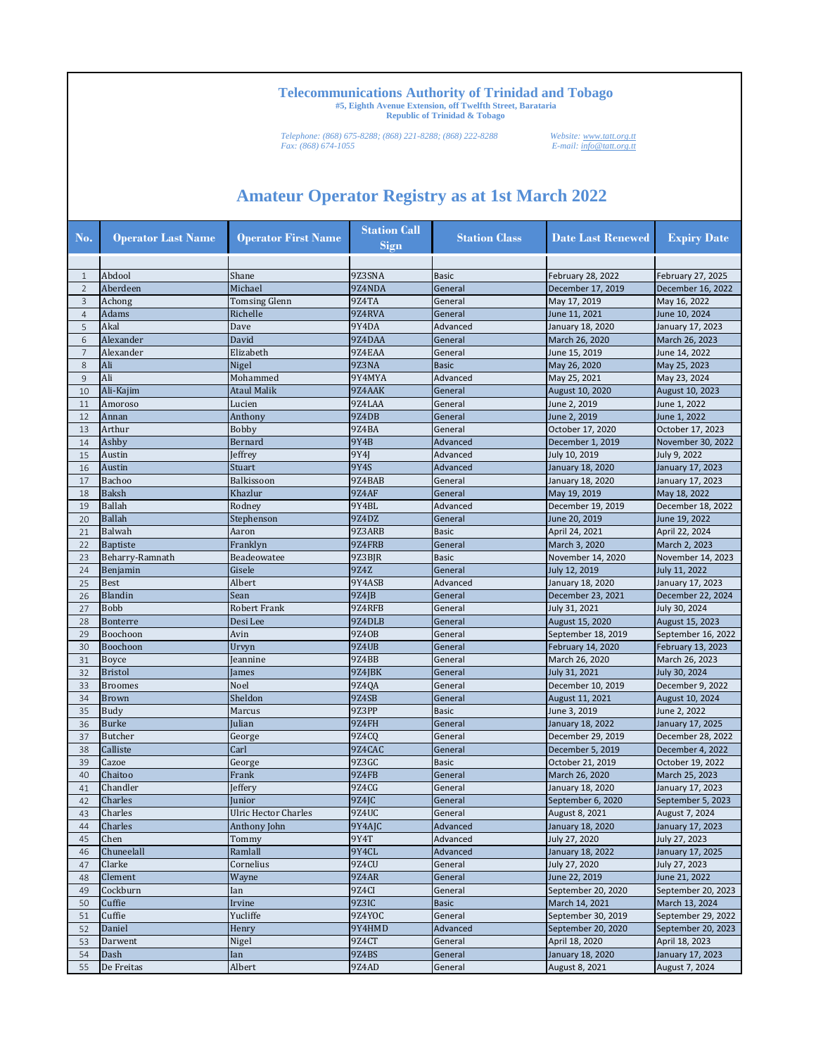# Telecommunications Authority of Trinidad and Tobago

**#5, Eighth Avenue Extension, off Twelfth Street, Barataria**
**Republic of Trinidad & Tobago**

*Telephone: (868) 675-8288; (868) 221-8288; (868) 222-8288*
*Fax: (868) 674-1055*

*Website: www.tatt.org.tt*
*E-mail: info@tatt.org.tt*

## Amateur Operator Registry as at 1st March 2022

| No. | Operator Last Name | Operator First Name | Station Call Sign | Station Class | Date Last Renewed | Expiry Date |
|---|---|---|---|---|---|---|
| 1 | Abdool | Shane | 9Z3SNA | Basic | February 28, 2022 | February 27, 2025 |
| 2 | Aberdeen | Michael | 9Z4NDA | General | December 17, 2019 | December 16, 2022 |
| 3 | Achong | Tomsing Glenn | 9Z4TA | General | May 17, 2019 | May 16, 2022 |
| 4 | Adams | Richelle | 9Z4RVA | General | June 11, 2021 | June 10, 2024 |
| 5 | Akal | Dave | 9Y4DA | Advanced | January 18, 2020 | January 17, 2023 |
| 6 | Alexander | David | 9Z4DAA | General | March 26, 2020 | March 26, 2023 |
| 7 | Alexander | Elizabeth | 9Z4EAA | General | June 15, 2019 | June 14, 2022 |
| 8 | Ali | Nigel | 9Z3NA | Basic | May 26, 2020 | May 25, 2023 |
| 9 | Ali | Mohammed | 9Y4MYA | Advanced | May 25, 2021 | May 23, 2024 |
| 10 | Ali-Kajim | Ataul Malik | 9Z4AAK | General | August 10, 2020 | August 10, 2023 |
| 11 | Amoroso | Lucien | 9Z4LAA | General | June 2, 2019 | June 1, 2022 |
| 12 | Annan | Anthony | 9Z4DB | General | June 2, 2019 | June 1, 2022 |
| 13 | Arthur | Bobby | 9Z4BA | General | October 17, 2020 | October 17, 2023 |
| 14 | Ashby | Bernard | 9Y4B | Advanced | December 1, 2019 | November 30, 2022 |
| 15 | Austin | Jeffrey | 9Y4J | Advanced | July 10, 2019 | July 9, 2022 |
| 16 | Austin | Stuart | 9Y4S | Advanced | January 18, 2020 | January 17, 2023 |
| 17 | Bachoo | Balkissoon | 9Z4BAB | General | January 18, 2020 | January 17, 2023 |
| 18 | Baksh | Khazlur | 9Z4AF | General | May 19, 2019 | May 18, 2022 |
| 19 | Ballah | Rodney | 9Y4BL | Advanced | December 19, 2019 | December 18, 2022 |
| 20 | Ballah | Stephenson | 9Z4DZ | General | June 20, 2019 | June 19, 2022 |
| 21 | Balwah | Aaron | 9Z3ARB | Basic | April 24, 2021 | April 22, 2024 |
| 22 | Baptiste | Franklyn | 9Z4FRB | General | March 3, 2020 | March 2, 2023 |
| 23 | Beharry-Ramnath | Beadeowatee | 9Z3BJR | Basic | November 14, 2020 | November 14, 2023 |
| 24 | Benjamin | Gisele | 9Z4Z | General | July 12, 2019 | July 11, 2022 |
| 25 | Best | Albert | 9Y4ASB | Advanced | January 18, 2020 | January 17, 2023 |
| 26 | Blandin | Sean | 9Z4JB | General | December 23, 2021 | December 22, 2024 |
| 27 | Bobb | Robert Frank | 9Z4RFB | General | July 31, 2021 | July 30, 2024 |
| 28 | Bonterre | Desi Lee | 9Z4DLB | General | August 15, 2020 | August 15, 2023 |
| 29 | Boochoon | Avin | 9Z4OB | General | September 18, 2019 | September 16, 2022 |
| 30 | Boochoon | Urvyn | 9Z4UB | General | February 14, 2020 | February 13, 2023 |
| 31 | Boyce | Jeannine | 9Z4BB | General | March 26, 2020 | March 26, 2023 |
| 32 | Bristol | James | 9Z4JBK | General | July 31, 2021 | July 30, 2024 |
| 33 | Broomes | Noel | 9Z4QA | General | December 10, 2019 | December 9, 2022 |
| 34 | Brown | Sheldon | 9Z4SB | General | August 11, 2021 | August 10, 2024 |
| 35 | Budy | Marcus | 9Z3PP | Basic | June 3, 2019 | June 2, 2022 |
| 36 | Burke | Julian | 9Z4FH | General | January 18, 2022 | January 17, 2025 |
| 37 | Butcher | George | 9Z4CQ | General | December 29, 2019 | December 28, 2022 |
| 38 | Calliste | Carl | 9Z4CAC | General | December 5, 2019 | December 4, 2022 |
| 39 | Cazoe | George | 9Z3GC | Basic | October 21, 2019 | October 19, 2022 |
| 40 | Chaitoo | Frank | 9Z4FB | General | March 26, 2020 | March 25, 2023 |
| 41 | Chandler | Jeffery | 9Z4CG | General | January 18, 2020 | January 17, 2023 |
| 42 | Charles | Junior | 9Z4JC | General | September 6, 2020 | September 5, 2023 |
| 43 | Charles | Ulric Hector Charles | 9Z4UC | General | August 8, 2021 | August 7, 2024 |
| 44 | Charles | Anthony John | 9Y4AJC | Advanced | January 18, 2020 | January 17, 2023 |
| 45 | Chen | Tommy | 9Y4T | Advanced | July 27, 2020 | July 27, 2023 |
| 46 | Chuneelall | Ramlall | 9Y4CL | Advanced | January 18, 2022 | January 17, 2025 |
| 47 | Clarke | Cornelius | 9Z4CU | General | July 27, 2020 | July 27, 2023 |
| 48 | Clement | Wayne | 9Z4AR | General | June 22, 2019 | June 21, 2022 |
| 49 | Cockburn | Ian | 9Z4CI | General | September 20, 2020 | September 20, 2023 |
| 50 | Cuffie | Irvine | 9Z3IC | Basic | March 14, 2021 | March 13, 2024 |
| 51 | Cuffie | Yucliffe | 9Z4YOC | General | September 30, 2019 | September 29, 2022 |
| 52 | Daniel | Henry | 9Y4HMD | Advanced | September 20, 2020 | September 20, 2023 |
| 53 | Darwent | Nigel | 9Z4CT | General | April 18, 2020 | April 18, 2023 |
| 54 | Dash | Ian | 9Z4BS | General | January 18, 2020 | January 17, 2023 |
| 55 | De Freitas | Albert | 9Z4AD | General | August 8, 2021 | August 7, 2024 |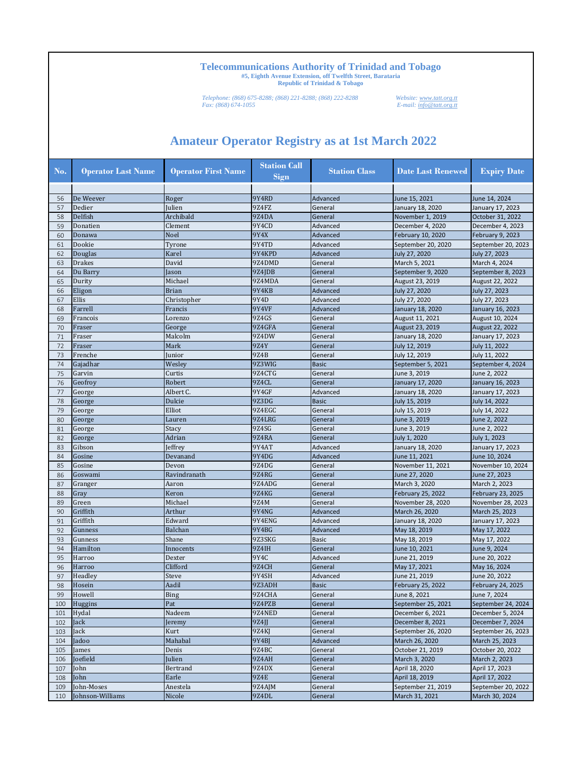**Telecommunications Authority of Trinidad and Tobago**
**#5, Eighth Avenue Extension, off Twelfth Street, Barataria**
**Republic of Trinidad & Tobago**

*Telephone: (868) 675-8288; (868) 221-8288; (868) 222-8288*
*Fax: (868) 674-1055*

*Website: www.tatt.org.tt*
*E-mail: info@tatt.org.tt*

# Amateur Operator Registry as at 1st March 2022

| No. | Operator Last Name | Operator First Name | Station Call Sign | Station Class | Date Last Renewed | Expiry Date |
|---|---|---|---|---|---|---|
| | | | | | | |
| 56 | De Weever | Roger | 9Y4RD | Advanced | June 15, 2021 | June 14, 2024 |
| 57 | Dedier | Julien | 9Z4FZ | General | January 18, 2020 | January 17, 2023 |
| 58 | Delfish | Archibald | 9Z4DA | General | November 1, 2019 | October 31, 2022 |
| 59 | Donatien | Clement | 9Y4CD | Advanced | December 4, 2020 | December 4, 2023 |
| 60 | Donawa | Noel | 9Y4X | Advanced | February 10, 2020 | February 9, 2023 |
| 61 | Dookie | Tyrone | 9Y4TD | Advanced | September 20, 2020 | September 20, 2023 |
| 62 | Douglas | Karel | 9Y4KPD | Advanced | July 27, 2020 | July 27, 2023 |
| 63 | Drakes | David | 9Z4DMD | General | March 5, 2021 | March 4, 2024 |
| 64 | Du Barry | Jason | 9Z4JDB | General | September 9, 2020 | September 8, 2023 |
| 65 | Durity | Michael | 9Z4MDA | General | August 23, 2019 | August 22, 2022 |
| 66 | Eligon | Brian | 9Y4KB | Advanced | July 27, 2020 | July 27, 2023 |
| 67 | Ellis | Christopher | 9Y4D | Advanced | July 27, 2020 | July 27, 2023 |
| 68 | Farrell | Francis | 9Y4VF | Advanced | January 18, 2020 | January 16, 2023 |
| 69 | Francois | Lorenzo | 9Z4GS | General | August 11, 2021 | August 10, 2024 |
| 70 | Fraser | George | 9Z4GFA | General | August 23, 2019 | August 22, 2022 |
| 71 | Fraser | Malcolm | 9Z4DW | General | January 18, 2020 | January 17, 2023 |
| 72 | Fraser | Mark | 9Z4Y | General | July 12, 2019 | July 11, 2022 |
| 73 | Frenche | Junior | 9Z4B | General | July 12, 2019 | July 11, 2022 |
| 74 | Gajadhar | Wesley | 9Z3WIG | Basic | September 5, 2021 | September 4, 2024 |
| 75 | Garvin | Curtis | 9Z4CTG | General | June 3, 2019 | June 2, 2022 |
| 76 | Geofroy | Robert | 9Z4CL | General | January 17, 2020 | January 16, 2023 |
| 77 | George | Albert C. | 9Y4GF | Advanced | January 18, 2020 | January 17, 2023 |
| 78 | George | Dulcie | 9Z3DG | Basic | July 15, 2019 | July 14, 2022 |
| 79 | George | Elliot | 9Z4EGC | General | July 15, 2019 | July 14, 2022 |
| 80 | George | Lauren | 9Z4LRG | General | June 3, 2019 | June 2, 2022 |
| 81 | George | Stacy | 9Z4SG | General | June 3, 2019 | June 2, 2022 |
| 82 | George | Adrian | 9Z4RA | General | July 1, 2020 | July 1, 2023 |
| 83 | Gibson | Jeffrey | 9Y4AT | Advanced | January 18, 2020 | January 17, 2023 |
| 84 | Gosine | Devanand | 9Y4DG | Advanced | June 11, 2021 | June 10, 2024 |
| 85 | Gosine | Devon | 9Z4DG | General | November 11, 2021 | November 10, 2024 |
| 86 | Goswami | Ravindranath | 9Z4RG | General | June 27, 2020 | June 27, 2023 |
| 87 | Granger | Aaron | 9Z4ADG | General | March 3, 2020 | March 2, 2023 |
| 88 | Gray | Keron | 9Z4KG | General | February 25, 2022 | February 23, 2025 |
| 89 | Green | Michael | 9Z4M | General | November 28, 2020 | November 28, 2023 |
| 90 | Griffith | Arthur | 9Y4NG | Advanced | March 26, 2020 | March 25, 2023 |
| 91 | Griffith | Edward | 9Y4ENG | Advanced | January 18, 2020 | January 17, 2023 |
| 92 | Gunness | Balchan | 9Y4BG | Advanced | May 18, 2019 | May 17, 2022 |
| 93 | Gunness | Shane | 9Z3SKG | Basic | May 18, 2019 | May 17, 2022 |
| 94 | Hamilton | Innocents | 9Z4IH | General | June 10, 2021 | June 9, 2024 |
| 95 | Harroo | Dexter | 9Y4C | Advanced | June 21, 2019 | June 20, 2022 |
| 96 | Harroo | Clifford | 9Z4CH | General | May 17, 2021 | May 16, 2024 |
| 97 | Headley | Steve | 9Y4SH | Advanced | June 21, 2019 | June 20, 2022 |
| 98 | Hosein | Aadil | 9Z3ADH | Basic | February 25, 2022 | February 24, 2025 |
| 99 | Howell | Bing | 9Z4CHA | General | June 8, 2021 | June 7, 2024 |
| 100 | Huggins | Pat | 9Z4PZB | General | September 25, 2021 | September 24, 2024 |
| 101 | Hydal | Nadeem | 9Z4NED | General | December 6, 2021 | December 5, 2024 |
| 102 | Jack | Jeremy | 9Z4JJ | General | December 8, 2021 | December 7, 2024 |
| 103 | Jack | Kurt | 9Z4KJ | General | September 26, 2020 | September 26, 2023 |
| 104 | Jadoo | Mahabal | 9Y4BJ | Advanced | March 26, 2020 | March 25, 2023 |
| 105 | James | Denis | 9Z4BC | General | October 21, 2019 | October 20, 2022 |
| 106 | Joefield | Julien | 9Z4AH | General | March 3, 2020 | March 2, 2023 |
| 107 | John | Bertrand | 9Z4DX | General | April 18, 2020 | April 17, 2023 |
| 108 | John | Earle | 9Z4E | General | April 18, 2019 | April 17, 2022 |
| 109 | John-Moses | Anestela | 9Z4AJM | General | September 21, 2019 | September 20, 2022 |
| 110 | Johnson-Williams | Nicole | 9Z4DL | General | March 31, 2021 | March 30, 2024 |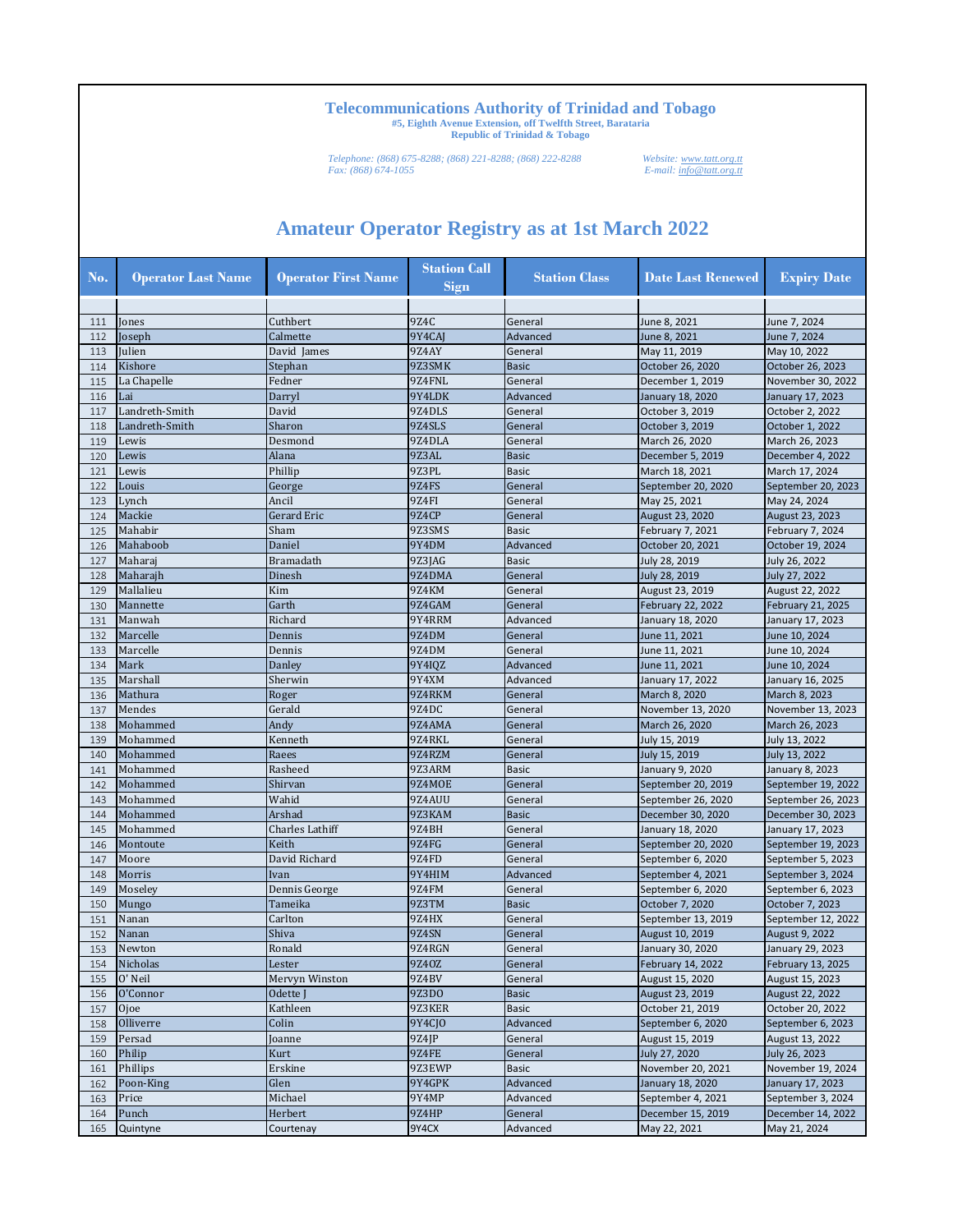## Telecommunications Authority of Trinidad and Tobago

#5, Eighth Avenue Extension, off Twelfth Street, Barataria
Republic of Trinidad & Tobago

*Telephone: (868) 675-8288; (868) 221-8288; (868) 222-8288*
*Fax: (868) 674-1055*

*Website: www.tatt.org.tt*
*E-mail: info@tatt.org.tt*

# Amateur Operator Registry as at 1st March 2022

| No. | Operator Last Name | Operator First Name | Station Call Sign | Station Class | Date Last Renewed | Expiry Date |
|---|---|---|---|---|---|---|
| | | | | | | |
| 111 | Jones | Cuthbert | 9Z4C | General | June 8, 2021 | June 7, 2024 |
| 112 | Joseph | Calmette | 9Y4CAJ | Advanced | June 8, 2021 | June 7, 2024 |
| 113 | Julien | David James | 9Z4AY | General | May 11, 2019 | May 10, 2022 |
| 114 | Kishore | Stephan | 9Z3SMK | Basic | October 26, 2020 | October 26, 2023 |
| 115 | La Chapelle | Fedner | 9Z4FNL | General | December 1, 2019 | November 30, 2022 |
| 116 | Lai | Darryl | 9Y4LDK | Advanced | January 18, 2020 | January 17, 2023 |
| 117 | Landreth-Smith | David | 9Z4DLS | General | October 3, 2019 | October 2, 2022 |
| 118 | Landreth-Smith | Sharon | 9Z4SLS | General | October 3, 2019 | October 1, 2022 |
| 119 | Lewis | Desmond | 9Z4DLA | General | March 26, 2020 | March 26, 2023 |
| 120 | Lewis | Alana | 9Z3AL | Basic | December 5, 2019 | December 4, 2022 |
| 121 | Lewis | Phillip | 9Z3PL | Basic | March 18, 2021 | March 17, 2024 |
| 122 | Louis | George | 9Z4FS | General | September 20, 2020 | September 20, 2023 |
| 123 | Lynch | Ancil | 9Z4FI | General | May 25, 2021 | May 24, 2024 |
| 124 | Mackie | Gerard Eric | 9Z4CP | General | August 23, 2020 | August 23, 2023 |
| 125 | Mahabir | Sham | 9Z3SMS | Basic | February 7, 2021 | February 7, 2024 |
| 126 | Mahaboob | Daniel | 9Y4DM | Advanced | October 20, 2021 | October 19, 2024 |
| 127 | Maharaj | Bramadath | 9Z3JAG | Basic | July 28, 2019 | July 26, 2022 |
| 128 | Maharajh | Dinesh | 9Z4DMA | General | July 28, 2019 | July 27, 2022 |
| 129 | Mallalieu | Kim | 9Z4KM | General | August 23, 2019 | August 22, 2022 |
| 130 | Mannette | Garth | 9Z4GAM | General | February 22, 2022 | February 21, 2025 |
| 131 | Manwah | Richard | 9Y4RRM | Advanced | January 18, 2020 | January 17, 2023 |
| 132 | Marcelle | Dennis | 9Z4DM | General | June 11, 2021 | June 10, 2024 |
| 133 | Marcelle | Dennis | 9Z4DM | General | June 11, 2021 | June 10, 2024 |
| 134 | Mark | Danley | 9Y4IQZ | Advanced | June 11, 2021 | June 10, 2024 |
| 135 | Marshall | Sherwin | 9Y4XM | Advanced | January 17, 2022 | January 16, 2025 |
| 136 | Mathura | Roger | 9Z4RKM | General | March 8, 2020 | March 8, 2023 |
| 137 | Mendes | Gerald | 9Z4DC | General | November 13, 2020 | November 13, 2023 |
| 138 | Mohammed | Andy | 9Z4AMA | General | March 26, 2020 | March 26, 2023 |
| 139 | Mohammed | Kenneth | 9Z4RKL | General | July 15, 2019 | July 13, 2022 |
| 140 | Mohammed | Raees | 9Z4RZM | General | July 15, 2019 | July 13, 2022 |
| 141 | Mohammed | Rasheed | 9Z3ARM | Basic | January 9, 2020 | January 8, 2023 |
| 142 | Mohammed | Shirvan | 9Z4MOE | General | September 20, 2019 | September 19, 2022 |
| 143 | Mohammed | Wahid | 9Z4AUU | General | September 26, 2020 | September 26, 2023 |
| 144 | Mohammed | Arshad | 9Z3KAM | Basic | December 30, 2020 | December 30, 2023 |
| 145 | Mohammed | Charles Lathiff | 9Z4BH | General | January 18, 2020 | January 17, 2023 |
| 146 | Montoute | Keith | 9Z4FG | General | September 20, 2020 | September 19, 2023 |
| 147 | Moore | David Richard | 9Z4FD | General | September 6, 2020 | September 5, 2023 |
| 148 | Morris | Ivan | 9Y4HIM | Advanced | September 4, 2021 | September 3, 2024 |
| 149 | Moseley | Dennis George | 9Z4FM | General | September 6, 2020 | September 6, 2023 |
| 150 | Mungo | Tameika | 9Z3TM | Basic | October 7, 2020 | October 7, 2023 |
| 151 | Nanan | Carlton | 9Z4HX | General | September 13, 2019 | September 12, 2022 |
| 152 | Nanan | Shiva | 9Z4SN | General | August 10, 2019 | August 9, 2022 |
| 153 | Newton | Ronald | 9Z4RGN | General | January 30, 2020 | January 29, 2023 |
| 154 | Nicholas | Lester | 9Z4OZ | General | February 14, 2022 | February 13, 2025 |
| 155 | O' Neil | Mervyn Winston | 9Z4BV | General | August 15, 2020 | August 15, 2023 |
| 156 | O'Connor | Odette J | 9Z3DO | Basic | August 23, 2019 | August 22, 2022 |
| 157 | Ojoe | Kathleen | 9Z3KER | Basic | October 21, 2019 | October 20, 2022 |
| 158 | Olliverre | Colin | 9Y4CJO | Advanced | September 6, 2020 | September 6, 2023 |
| 159 | Persad | Joanne | 9Z4JP | General | August 15, 2019 | August 13, 2022 |
| 160 | Philip | Kurt | 9Z4FE | General | July 27, 2020 | July 26, 2023 |
| 161 | Phillips | Erskine | 9Z3EWP | Basic | November 20, 2021 | November 19, 2024 |
| 162 | Poon-King | Glen | 9Y4GPK | Advanced | January 18, 2020 | January 17, 2023 |
| 163 | Price | Michael | 9Y4MP | Advanced | September 4, 2021 | September 3, 2024 |
| 164 | Punch | Herbert | 9Z4HP | General | December 15, 2019 | December 14, 2022 |
| 165 | Quintyne | Courtenay | 9Y4CX | Advanced | May 22, 2021 | May 21, 2024 |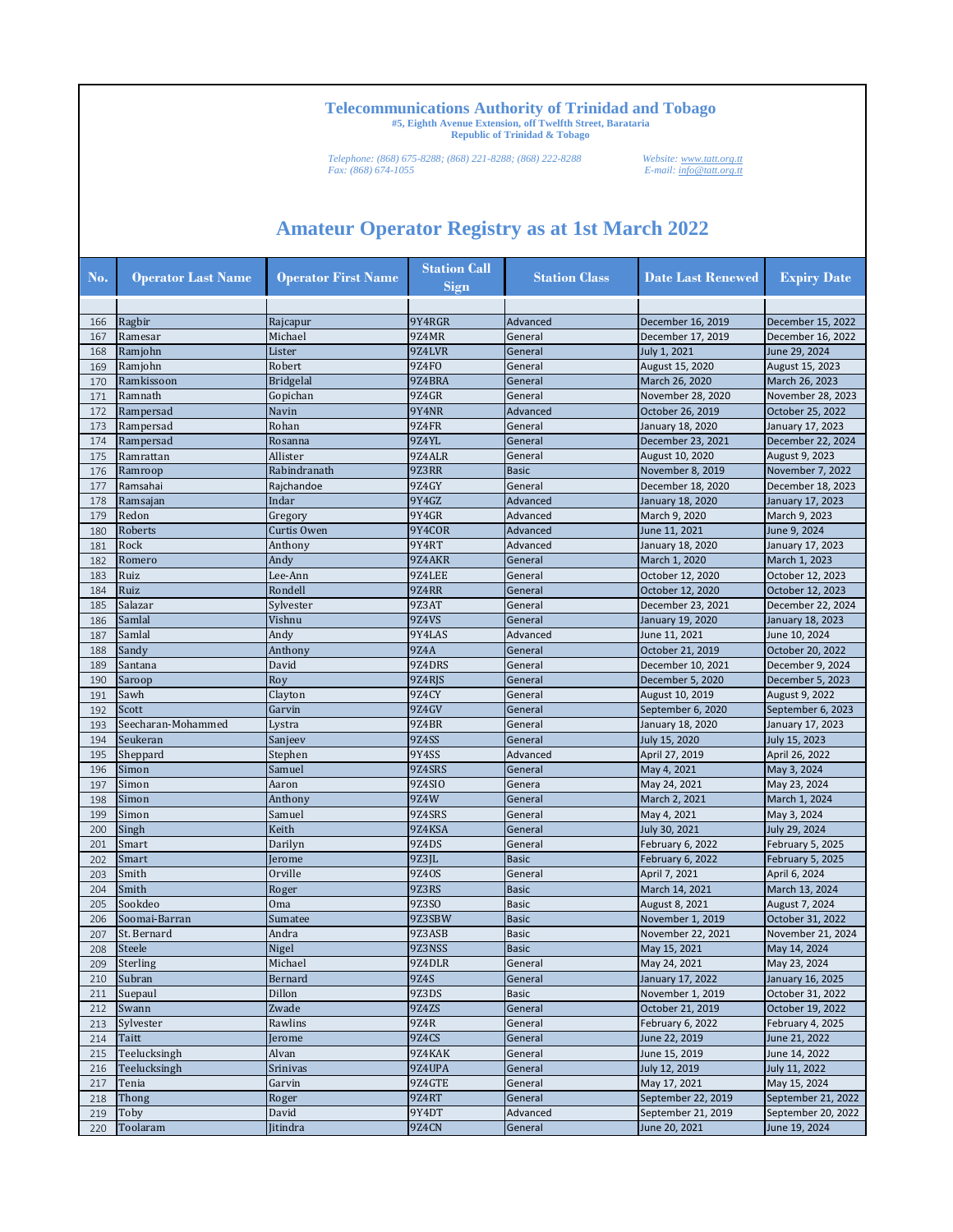**Telecommunications Authority of Trinidad and Tobago**
#5, Eighth Avenue Extension, off Twelfth Street, Barataria
Republic of Trinidad & Tobago

*Telephone: (868) 675-8288; (868) 221-8288; (868) 222-8288*
*Fax: (868) 674-1055*

*Website: www.tatt.org.tt*
*E-mail: info@tatt.org.tt*

# Amateur Operator Registry as at 1st March 2022

| No. | Operator Last Name | Operator First Name | Station Call Sign | Station Class | Date Last Renewed | Expiry Date |
|---|---|---|---|---|---|---|
| | | | | | | |
| 166 | Ragbir | Rajcapur | 9Y4RGR | Advanced | December 16, 2019 | December 15, 2022 |
| 167 | Ramesar | Michael | 9Z4MR | General | December 17, 2019 | December 16, 2022 |
| 168 | Ramjohn | Lister | 9Z4LVR | General | July 1, 2021 | June 29, 2024 |
| 169 | Ramjohn | Robert | 9Z4FO | General | August 15, 2020 | August 15, 2023 |
| 170 | Ramkissoon | Bridgelal | 9Z4BRA | General | March 26, 2020 | March 26, 2023 |
| 171 | Ramnath | Gopichan | 9Z4GR | General | November 28, 2020 | November 28, 2023 |
| 172 | Rampersad | Navin | 9Y4NR | Advanced | October 26, 2019 | October 25, 2022 |
| 173 | Rampersad | Rohan | 9Z4FR | General | January 18, 2020 | January 17, 2023 |
| 174 | Rampersad | Rosanna | 9Z4YL | General | December 23, 2021 | December 22, 2024 |
| 175 | Ramrattan | Allister | 9Z4ALR | General | August 10, 2020 | August 9, 2023 |
| 176 | Ramroop | Rabindranath | 9Z3RR | Basic | November 8, 2019 | November 7, 2022 |
| 177 | Ramsahai | Rajchandoe | 9Z4GY | General | December 18, 2020 | December 18, 2023 |
| 178 | Ramsajan | Indar | 9Y4GZ | Advanced | January 18, 2020 | January 17, 2023 |
| 179 | Redon | Gregory | 9Y4GR | Advanced | March 9, 2020 | March 9, 2023 |
| 180 | Roberts | Curtis Owen | 9Y4COR | Advanced | June 11, 2021 | June 9, 2024 |
| 181 | Rock | Anthony | 9Y4RT | Advanced | January 18, 2020 | January 17, 2023 |
| 182 | Romero | Andy | 9Z4AKR | General | March 1, 2020 | March 1, 2023 |
| 183 | Ruiz | Lee-Ann | 9Z4LEE | General | October 12, 2020 | October 12, 2023 |
| 184 | Ruiz | Rondell | 9Z4RR | General | October 12, 2020 | October 12, 2023 |
| 185 | Salazar | Sylvester | 9Z3AT | General | December 23, 2021 | December 22, 2024 |
| 186 | Samlal | Vishnu | 9Z4VS | General | January 19, 2020 | January 18, 2023 |
| 187 | Samlal | Andy | 9Y4LAS | Advanced | June 11, 2021 | June 10, 2024 |
| 188 | Sandy | Anthony | 9Z4A | General | October 21, 2019 | October 20, 2022 |
| 189 | Santana | David | 9Z4DRS | General | December 10, 2021 | December 9, 2024 |
| 190 | Saroop | Roy | 9Z4RJS | General | December 5, 2020 | December 5, 2023 |
| 191 | Sawh | Clayton | 9Z4CY | General | August 10, 2019 | August 9, 2022 |
| 192 | Scott | Garvin | 9Z4GV | General | September 6, 2020 | September 6, 2023 |
| 193 | Seecharan-Mohammed | Lystra | 9Z4BR | General | January 18, 2020 | January 17, 2023 |
| 194 | Seukeran | Sanjeev | 9Z4SS | General | July 15, 2020 | July 15, 2023 |
| 195 | Sheppard | Stephen | 9Y4SS | Advanced | April 27, 2019 | April 26, 2022 |
| 196 | Simon | Samuel | 9Z4SRS | General | May 4, 2021 | May 3, 2024 |
| 197 | Simon | Aaron | 9Z4SIO | Genera | May 24, 2021 | May 23, 2024 |
| 198 | Simon | Anthony | 9Z4W | General | March 2, 2021 | March 1, 2024 |
| 199 | Simon | Samuel | 9Z4SRS | General | May 4, 2021 | May 3, 2024 |
| 200 | Singh | Keith | 9Z4KSA | General | July 30, 2021 | July 29, 2024 |
| 201 | Smart | Darilyn | 9Z4DS | General | February 6, 2022 | February 5, 2025 |
| 202 | Smart | Jerome | 9Z3JL | Basic | February 6, 2022 | February 5, 2025 |
| 203 | Smith | Orville | 9Z4OS | General | April 7, 2021 | April 6, 2024 |
| 204 | Smith | Roger | 9Z3RS | Basic | March 14, 2021 | March 13, 2024 |
| 205 | Sookdeo | Oma | 9Z3SO | Basic | August 8, 2021 | August 7, 2024 |
| 206 | Soomai-Barran | Sumatee | 9Z3SBW | Basic | November 1, 2019 | October 31, 2022 |
| 207 | St. Bernard | Andra | 9Z3ASB | Basic | November 22, 2021 | November 21, 2024 |
| 208 | Steele | Nigel | 9Z3NSS | Basic | May 15, 2021 | May 14, 2024 |
| 209 | Sterling | Michael | 9Z4DLR | General | May 24, 2021 | May 23, 2024 |
| 210 | Subran | Bernard | 9Z4S | General | January 17, 2022 | January 16, 2025 |
| 211 | Suepaul | Dillon | 9Z3DS | Basic | November 1, 2019 | October 31, 2022 |
| 212 | Swann | Zwade | 9Z4ZS | General | October 21, 2019 | October 19, 2022 |
| 213 | Sylvester | Rawlins | 9Z4R | General | February 6, 2022 | February 4, 2025 |
| 214 | Taitt | Jerome | 9Z4CS | General | June 22, 2019 | June 21, 2022 |
| 215 | Teelucksingh | Alvan | 9Z4KAK | General | June 15, 2019 | June 14, 2022 |
| 216 | Teelucksingh | Srinivas | 9Z4UPA | General | July 12, 2019 | July 11, 2022 |
| 217 | Tenia | Garvin | 9Z4GTE | General | May 17, 2021 | May 15, 2024 |
| 218 | Thong | Roger | 9Z4RT | General | September 22, 2019 | September 21, 2022 |
| 219 | Toby | David | 9Y4DT | Advanced | September 21, 2019 | September 20, 2022 |
| 220 | Toolaram | Jitindra | 9Z4CN | General | June 20, 2021 | June 19, 2024 |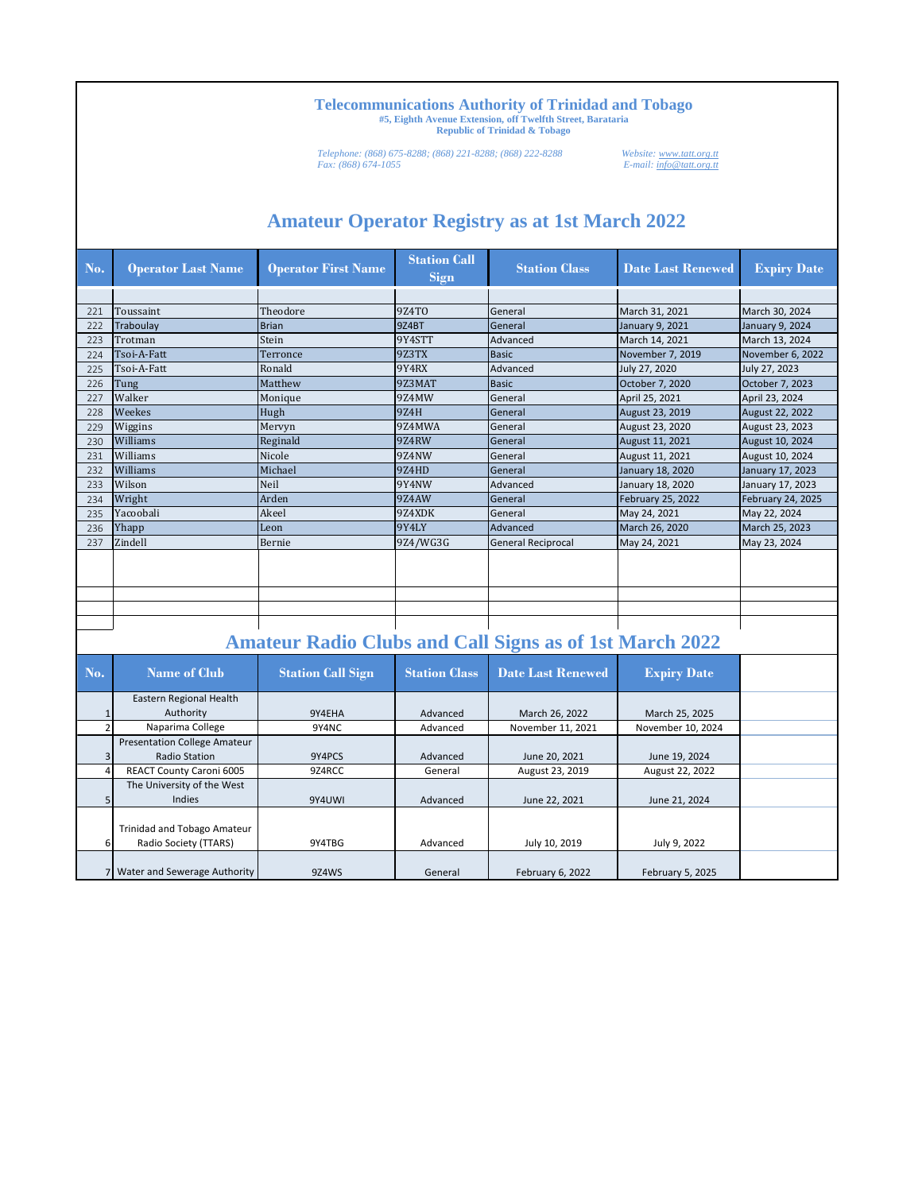**Telecommunications Authority of Trinidad and Tobago**
**#5, Eighth Avenue Extension, off Twelfth Street, Barataria**
**Republic of Trinidad & Tobago**

*Telephone: (868) 675-8288; (868) 221-8288; (868) 222-8288*
*Fax: (868) 674-1055*

*Website: www.tatt.org.tt*
*E-mail: info@tatt.org.tt*

# Amateur Operator Registry as at 1st March 2022

| No. | Operator Last Name | Operator First Name | Station Call Sign | Station Class | Date Last Renewed | Expiry Date |
|---|---|---|---|---|---|---|
| 221 | Toussaint | Theodore | 9Z4TO | General | March 31, 2021 | March 30, 2024 |
| 222 | Traboulay | Brian | 9Z4BT | General | January 9, 2021 | January 9, 2024 |
| 223 | Trotman | Stein | 9Y4STT | Advanced | March 14, 2021 | March 13, 2024 |
| 224 | Tsoi-A-Fatt | Terronce | 9Z3TX | Basic | November 7, 2019 | November 6, 2022 |
| 225 | Tsoi-A-Fatt | Ronald | 9Y4RX | Advanced | July 27, 2020 | July 27, 2023 |
| 226 | Tung | Matthew | 9Z3MAT | Basic | October 7, 2020 | October 7, 2023 |
| 227 | Walker | Monique | 9Z4MW | General | April 25, 2021 | April 23, 2024 |
| 228 | Weekes | Hugh | 9Z4H | General | August 23, 2019 | August 22, 2022 |
| 229 | Wiggins | Mervyn | 9Z4MWA | General | August 23, 2020 | August 23, 2023 |
| 230 | Williams | Reginald | 9Z4RW | General | August 11, 2021 | August 10, 2024 |
| 231 | Williams | Nicole | 9Z4NW | General | August 11, 2021 | August 10, 2024 |
| 232 | Williams | Michael | 9Z4HD | General | January 18, 2020 | January 17, 2023 |
| 233 | Wilson | Neil | 9Y4NW | Advanced | January 18, 2020 | January 17, 2023 |
| 234 | Wright | Arden | 9Z4AW | General | February 25, 2022 | February 24, 2025 |
| 235 | Yacoobali | Akeel | 9Z4XDK | General | May 24, 2021 | May 22, 2024 |
| 236 | Yhapp | Leon | 9Y4LY | Advanced | March 26, 2020 | March 25, 2023 |
| 237 | Zindell | Bernie | 9Z4/WG3G | General Reciprocal | May 24, 2021 | May 23, 2024 |

# Amateur Radio Clubs and Call Signs as of 1st March 2022

| No. | Name of Club | Station Call Sign | Station Class | Date Last Renewed | Expiry Date |
|---|---|---|---|---|---|
| 1 | Eastern Regional Health Authority | 9Y4EHA | Advanced | March 26, 2022 | March 25, 2025 |
| 2 | Naparima College | 9Y4NC | Advanced | November 11, 2021 | November 10, 2024 |
| 3 | Presentation College Amateur Radio Station | 9Y4PCS | Advanced | June 20, 2021 | June 19, 2024 |
| 4 | REACT County Caroni 6005 | 9Z4RCC | General | August 23, 2019 | August 22, 2022 |
| 5 | The University of the West Indies | 9Y4UWI | Advanced | June 22, 2021 | June 21, 2024 |
| 6 | Trinidad and Tobago Amateur Radio Society (TTARS) | 9Y4TBG | Advanced | July 10, 2019 | July 9, 2022 |
| 7 | Water and Sewerage Authority | 9Z4WS | General | February 6, 2022 | February 5, 2025 |